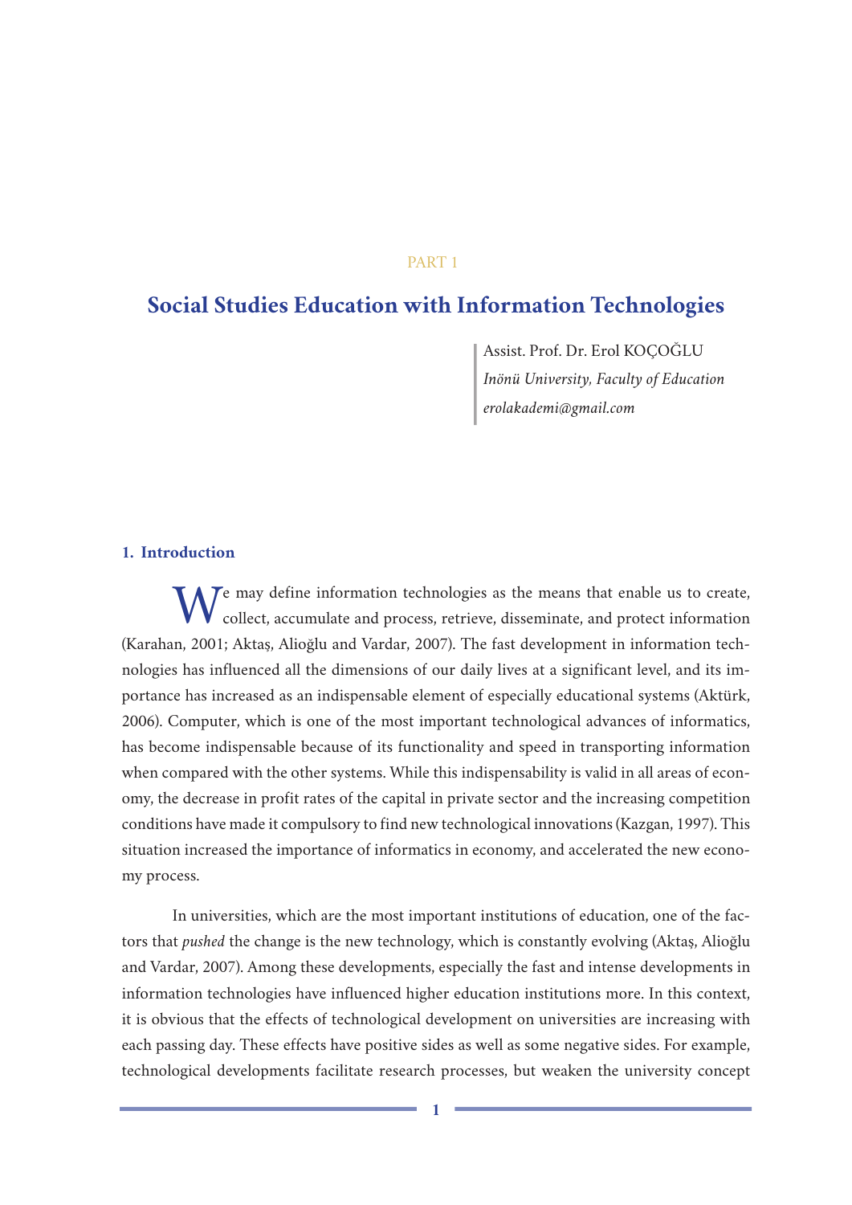PART 1

# Social Studies Education with Information Technologies

Assist. Prof. Dr. Erol KOÇOĞLU
*Inönü University, Faculty of Education*
*erolakademi@gmail.com*

## 1. Introduction

We may define information technologies as the means that enable us to create, collect, accumulate and process, retrieve, disseminate, and protect information (Karahan, 2001; Aktaş, Alioğlu and Vardar, 2007). The fast development in information technologies has influenced all the dimensions of our daily lives at a significant level, and its importance has increased as an indispensable element of especially educational systems (Aktürk, 2006). Computer, which is one of the most important technological advances of informatics, has become indispensable because of its functionality and speed in transporting information when compared with the other systems. While this indispensability is valid in all areas of economy, the decrease in profit rates of the capital in private sector and the increasing competition conditions have made it compulsory to find new technological innovations (Kazgan, 1997). This situation increased the importance of informatics in economy, and accelerated the new economy process.

In universities, which are the most important institutions of education, one of the factors that *pushed* the change is the new technology, which is constantly evolving (Aktaş, Alioğlu and Vardar, 2007). Among these developments, especially the fast and intense developments in information technologies have influenced higher education institutions more. In this context, it is obvious that the effects of technological development on universities are increasing with each passing day. These effects have positive sides as well as some negative sides. For example, technological developments facilitate research processes, but weaken the university concept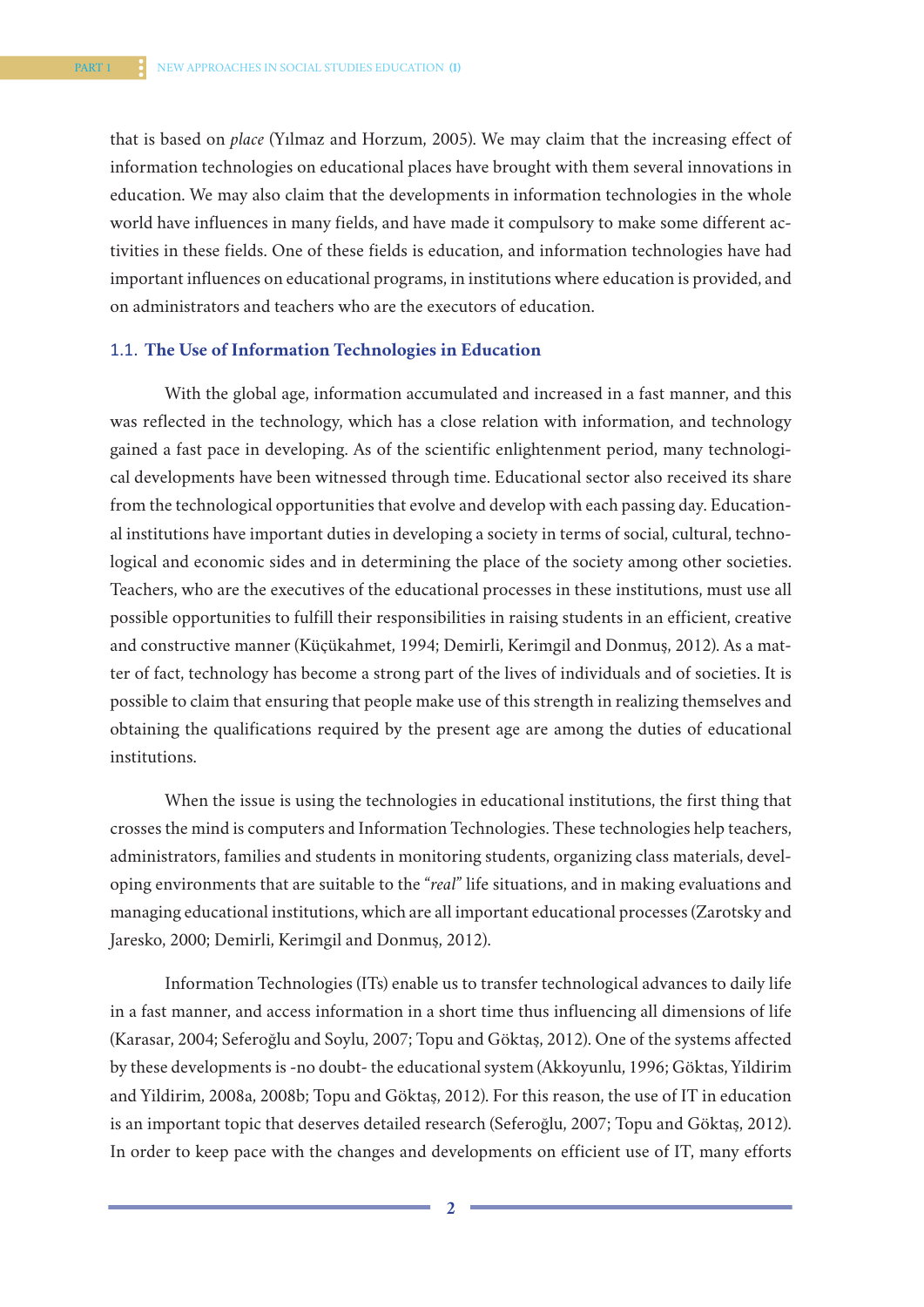that is based on *place* (Yılmaz and Horzum, 2005). We may claim that the increasing effect of information technologies on educational places have brought with them several innovations in education. We may also claim that the developments in information technologies in the whole world have influences in many fields, and have made it compulsory to make some different activities in these fields. One of these fields is education, and information technologies have had important influences on educational programs, in institutions where education is provided, and on administrators and teachers who are the executors of education.

### 1.1. The Use of Information Technologies in Education

With the global age, information accumulated and increased in a fast manner, and this was reflected in the technology, which has a close relation with information, and technology gained a fast pace in developing. As of the scientific enlightenment period, many technological developments have been witnessed through time. Educational sector also received its share from the technological opportunities that evolve and develop with each passing day. Educational institutions have important duties in developing a society in terms of social, cultural, technological and economic sides and in determining the place of the society among other societies. Teachers, who are the executives of the educational processes in these institutions, must use all possible opportunities to fulfill their responsibilities in raising students in an efficient, creative and constructive manner (Küçükahmet, 1994; Demirli, Kerimgil and Donmuş, 2012). As a matter of fact, technology has become a strong part of the lives of individuals and of societies. It is possible to claim that ensuring that people make use of this strength in realizing themselves and obtaining the qualifications required by the present age are among the duties of educational institutions.

When the issue is using the technologies in educational institutions, the first thing that crosses the mind is computers and Information Technologies. These technologies help teachers, administrators, families and students in monitoring students, organizing class materials, developing environments that are suitable to the "*real*" life situations, and in making evaluations and managing educational institutions, which are all important educational processes (Zarotsky and Jaresko, 2000; Demirli, Kerimgil and Donmuş, 2012).

Information Technologies (ITs) enable us to transfer technological advances to daily life in a fast manner, and access information in a short time thus influencing all dimensions of life (Karasar, 2004; Seferoğlu and Soylu, 2007; Topu and Göktaş, 2012). One of the systems affected by these developments is -no doubt- the educational system (Akkoyunlu, 1996; Göktas, Yildirim and Yildirim, 2008a, 2008b; Topu and Göktaş, 2012). For this reason, the use of IT in education is an important topic that deserves detailed research (Seferoğlu, 2007; Topu and Göktaş, 2012). In order to keep pace with the changes and developments on efficient use of IT, many efforts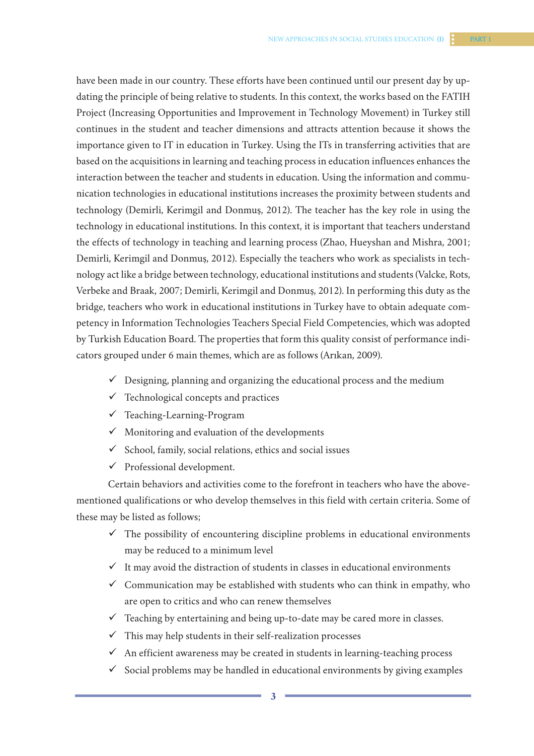have been made in our country. These efforts have been continued until our present day by updating the principle of being relative to students. In this context, the works based on the FATIH Project (Increasing Opportunities and Improvement in Technology Movement) in Turkey still continues in the student and teacher dimensions and attracts attention because it shows the importance given to IT in education in Turkey. Using the ITs in transferring activities that are based on the acquisitions in learning and teaching process in education influences enhances the interaction between the teacher and students in education. Using the information and communication technologies in educational institutions increases the proximity between students and technology (Demirli, Kerimgil and Donmuş, 2012). The teacher has the key role in using the technology in educational institutions. In this context, it is important that teachers understand the effects of technology in teaching and learning process (Zhao, Hueyshan and Mishra, 2001; Demirli, Kerimgil and Donmuş, 2012). Especially the teachers who work as specialists in technology act like a bridge between technology, educational institutions and students (Valcke, Rots, Verbeke and Braak, 2007; Demirli, Kerimgil and Donmuş, 2012). In performing this duty as the bridge, teachers who work in educational institutions in Turkey have to obtain adequate competency in Information Technologies Teachers Special Field Competencies, which was adopted by Turkish Education Board. The properties that form this quality consist of performance indicators grouped under 6 main themes, which are as follows (Arıkan, 2009).

- ✓ Designing, planning and organizing the educational process and the medium
- ✓ Technological concepts and practices
- ✓ Teaching-Learning-Program
- ✓ Monitoring and evaluation of the developments
- ✓ School, family, social relations, ethics and social issues
- ✓ Professional development.

Certain behaviors and activities come to the forefront in teachers who have the above-mentioned qualifications or who develop themselves in this field with certain criteria. Some of these may be listed as follows;

- ✓ The possibility of encountering discipline problems in educational environments may be reduced to a minimum level
- ✓ It may avoid the distraction of students in classes in educational environments
- ✓ Communication may be established with students who can think in empathy, who are open to critics and who can renew themselves
- ✓ Teaching by entertaining and being up-to-date may be cared more in classes.
- ✓ This may help students in their self-realization processes
- ✓ An efficient awareness may be created in students in learning-teaching process
- ✓ Social problems may be handled in educational environments by giving examples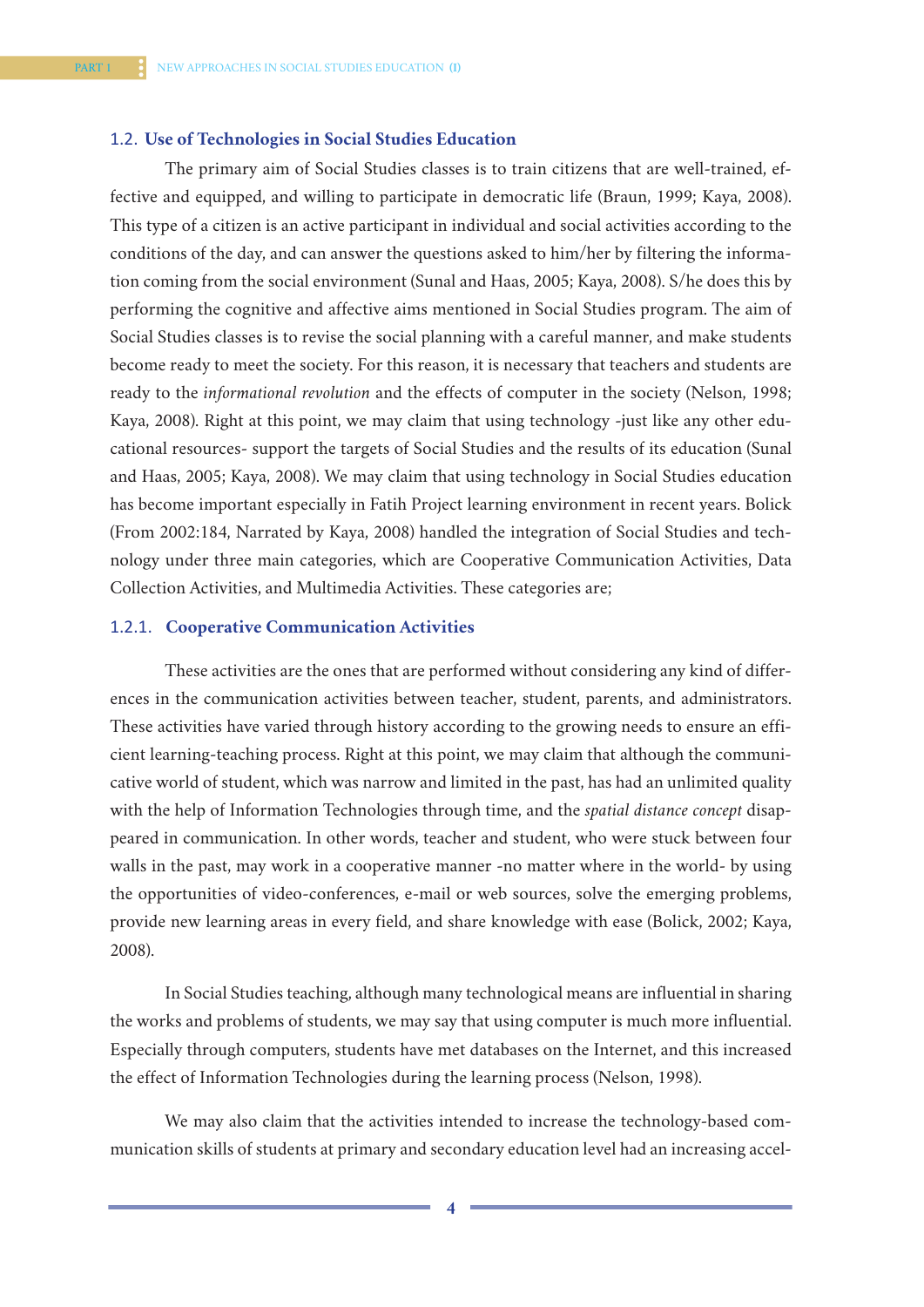## 1.2. Use of Technologies in Social Studies Education

The primary aim of Social Studies classes is to train citizens that are well-trained, effective and equipped, and willing to participate in democratic life (Braun, 1999; Kaya, 2008). This type of a citizen is an active participant in individual and social activities according to the conditions of the day, and can answer the questions asked to him/her by filtering the information coming from the social environment (Sunal and Haas, 2005; Kaya, 2008). S/he does this by performing the cognitive and affective aims mentioned in Social Studies program. The aim of Social Studies classes is to revise the social planning with a careful manner, and make students become ready to meet the society. For this reason, it is necessary that teachers and students are ready to the *informational revolution* and the effects of computer in the society (Nelson, 1998; Kaya, 2008). Right at this point, we may claim that using technology -just like any other educational resources- support the targets of Social Studies and the results of its education (Sunal and Haas, 2005; Kaya, 2008). We may claim that using technology in Social Studies education has become important especially in Fatih Project learning environment in recent years. Bolick (From 2002:184, Narrated by Kaya, 2008) handled the integration of Social Studies and technology under three main categories, which are Cooperative Communication Activities, Data Collection Activities, and Multimedia Activities. These categories are;

### 1.2.1. Cooperative Communication Activities

These activities are the ones that are performed without considering any kind of differences in the communication activities between teacher, student, parents, and administrators. These activities have varied through history according to the growing needs to ensure an efficient learning-teaching process. Right at this point, we may claim that although the communicative world of student, which was narrow and limited in the past, has had an unlimited quality with the help of Information Technologies through time, and the *spatial distance concept* disappeared in communication. In other words, teacher and student, who were stuck between four walls in the past, may work in a cooperative manner -no matter where in the world- by using the opportunities of video-conferences, e-mail or web sources, solve the emerging problems, provide new learning areas in every field, and share knowledge with ease (Bolick, 2002; Kaya, 2008).

In Social Studies teaching, although many technological means are influential in sharing the works and problems of students, we may say that using computer is much more influential. Especially through computers, students have met databases on the Internet, and this increased the effect of Information Technologies during the learning process (Nelson, 1998).

We may also claim that the activities intended to increase the technology-based communication skills of students at primary and secondary education level had an increasing accel-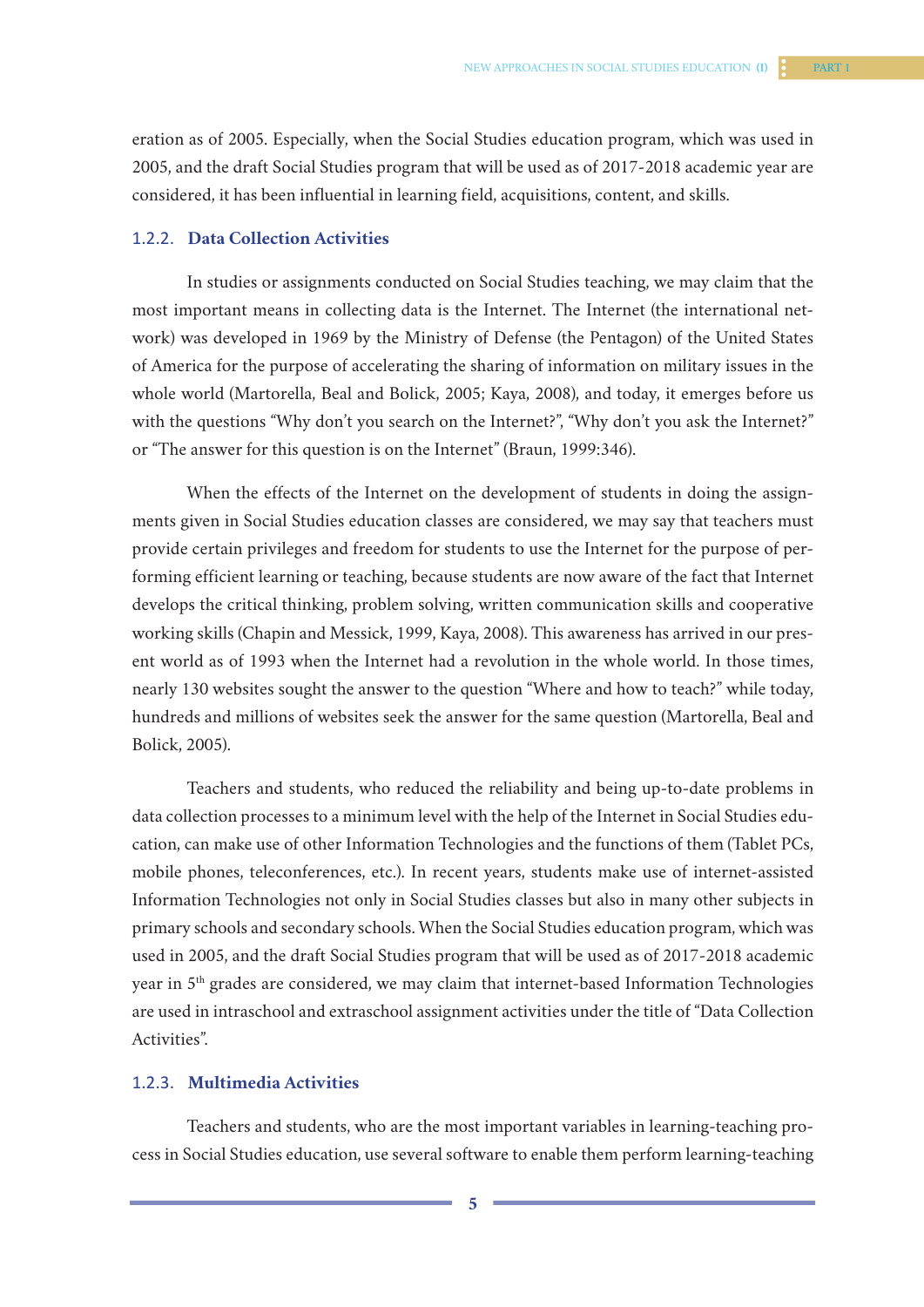eration as of 2005. Especially, when the Social Studies education program, which was used in 2005, and the draft Social Studies program that will be used as of 2017-2018 academic year are considered, it has been influential in learning field, acquisitions, content, and skills.

### 1.2.2. Data Collection Activities

In studies or assignments conducted on Social Studies teaching, we may claim that the most important means in collecting data is the Internet. The Internet (the international network) was developed in 1969 by the Ministry of Defense (the Pentagon) of the United States of America for the purpose of accelerating the sharing of information on military issues in the whole world (Martorella, Beal and Bolick, 2005; Kaya, 2008), and today, it emerges before us with the questions "Why don't you search on the Internet?", "Why don't you ask the Internet?" or "The answer for this question is on the Internet" (Braun, 1999:346).

When the effects of the Internet on the development of students in doing the assignments given in Social Studies education classes are considered, we may say that teachers must provide certain privileges and freedom for students to use the Internet for the purpose of performing efficient learning or teaching, because students are now aware of the fact that Internet develops the critical thinking, problem solving, written communication skills and cooperative working skills (Chapin and Messick, 1999, Kaya, 2008). This awareness has arrived in our present world as of 1993 when the Internet had a revolution in the whole world. In those times, nearly 130 websites sought the answer to the question "Where and how to teach?" while today, hundreds and millions of websites seek the answer for the same question (Martorella, Beal and Bolick, 2005).

Teachers and students, who reduced the reliability and being up-to-date problems in data collection processes to a minimum level with the help of the Internet in Social Studies education, can make use of other Information Technologies and the functions of them (Tablet PCs, mobile phones, teleconferences, etc.). In recent years, students make use of internet-assisted Information Technologies not only in Social Studies classes but also in many other subjects in primary schools and secondary schools. When the Social Studies education program, which was used in 2005, and the draft Social Studies program that will be used as of 2017-2018 academic year in 5th grades are considered, we may claim that internet-based Information Technologies are used in intraschool and extraschool assignment activities under the title of "Data Collection Activities".

### 1.2.3. Multimedia Activities

Teachers and students, who are the most important variables in learning-teaching process in Social Studies education, use several software to enable them perform learning-teaching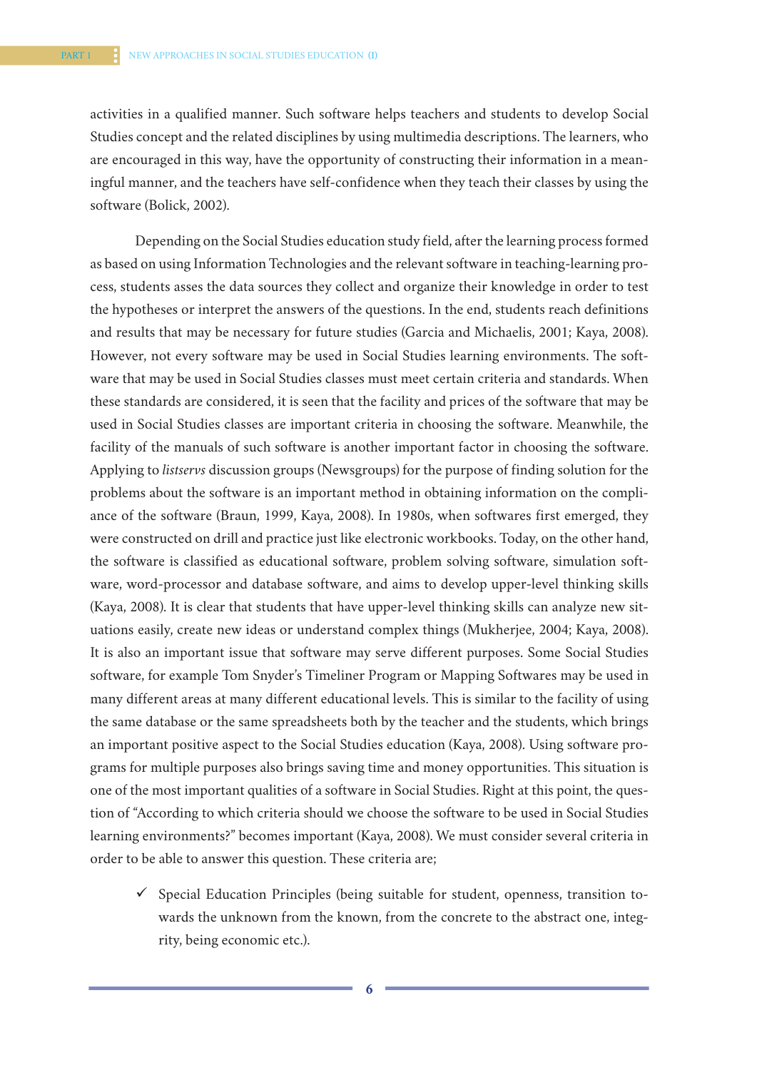activities in a qualified manner. Such software helps teachers and students to develop Social Studies concept and the related disciplines by using multimedia descriptions. The learners, who are encouraged in this way, have the opportunity of constructing their information in a meaningful manner, and the teachers have self-confidence when they teach their classes by using the software (Bolick, 2002).

Depending on the Social Studies education study field, after the learning process formed as based on using Information Technologies and the relevant software in teaching-learning process, students asses the data sources they collect and organize their knowledge in order to test the hypotheses or interpret the answers of the questions. In the end, students reach definitions and results that may be necessary for future studies (Garcia and Michaelis, 2001; Kaya, 2008). However, not every software may be used in Social Studies learning environments. The software that may be used in Social Studies classes must meet certain criteria and standards. When these standards are considered, it is seen that the facility and prices of the software that may be used in Social Studies classes are important criteria in choosing the software. Meanwhile, the facility of the manuals of such software is another important factor in choosing the software. Applying to *listservs* discussion groups (Newsgroups) for the purpose of finding solution for the problems about the software is an important method in obtaining information on the compliance of the software (Braun, 1999, Kaya, 2008). In 1980s, when softwares first emerged, they were constructed on drill and practice just like electronic workbooks. Today, on the other hand, the software is classified as educational software, problem solving software, simulation software, word-processor and database software, and aims to develop upper-level thinking skills (Kaya, 2008). It is clear that students that have upper-level thinking skills can analyze new situations easily, create new ideas or understand complex things (Mukherjee, 2004; Kaya, 2008). It is also an important issue that software may serve different purposes. Some Social Studies software, for example Tom Snyder's Timeliner Program or Mapping Softwares may be used in many different areas at many different educational levels. This is similar to the facility of using the same database or the same spreadsheets both by the teacher and the students, which brings an important positive aspect to the Social Studies education (Kaya, 2008). Using software programs for multiple purposes also brings saving time and money opportunities. This situation is one of the most important qualities of a software in Social Studies. Right at this point, the question of "According to which criteria should we choose the software to be used in Social Studies learning environments?" becomes important (Kaya, 2008). We must consider several criteria in order to be able to answer this question. These criteria are;

- ✓ Special Education Principles (being suitable for student, openness, transition towards the unknown from the known, from the concrete to the abstract one, integrity, being economic etc.).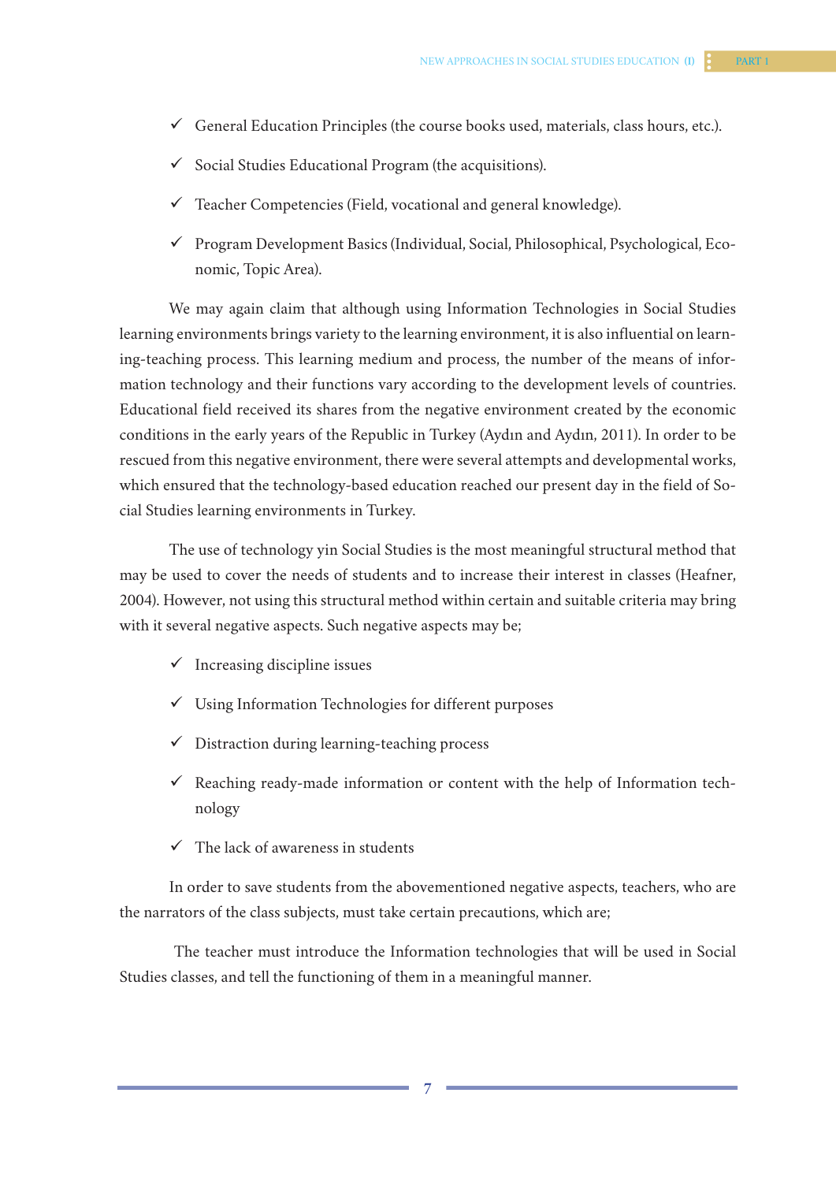- ✓ General Education Principles (the course books used, materials, class hours, etc.).
- ✓ Social Studies Educational Program (the acquisitions).
- ✓ Teacher Competencies (Field, vocational and general knowledge).
- ✓ Program Development Basics (Individual, Social, Philosophical, Psychological, Economic, Topic Area).

We may again claim that although using Information Technologies in Social Studies learning environments brings variety to the learning environment, it is also influential on learning-teaching process. This learning medium and process, the number of the means of information technology and their functions vary according to the development levels of countries. Educational field received its shares from the negative environment created by the economic conditions in the early years of the Republic in Turkey (Aydın and Aydın, 2011). In order to be rescued from this negative environment, there were several attempts and developmental works, which ensured that the technology-based education reached our present day in the field of Social Studies learning environments in Turkey.

The use of technology yin Social Studies is the most meaningful structural method that may be used to cover the needs of students and to increase their interest in classes (Heafner, 2004). However, not using this structural method within certain and suitable criteria may bring with it several negative aspects. Such negative aspects may be;

- ✓ Increasing discipline issues
- ✓ Using Information Technologies for different purposes
- ✓ Distraction during learning-teaching process
- ✓ Reaching ready-made information or content with the help of Information technology
- ✓ The lack of awareness in students

In order to save students from the abovementioned negative aspects, teachers, who are the narrators of the class subjects, must take certain precautions, which are;

The teacher must introduce the Information technologies that will be used in Social Studies classes, and tell the functioning of them in a meaningful manner.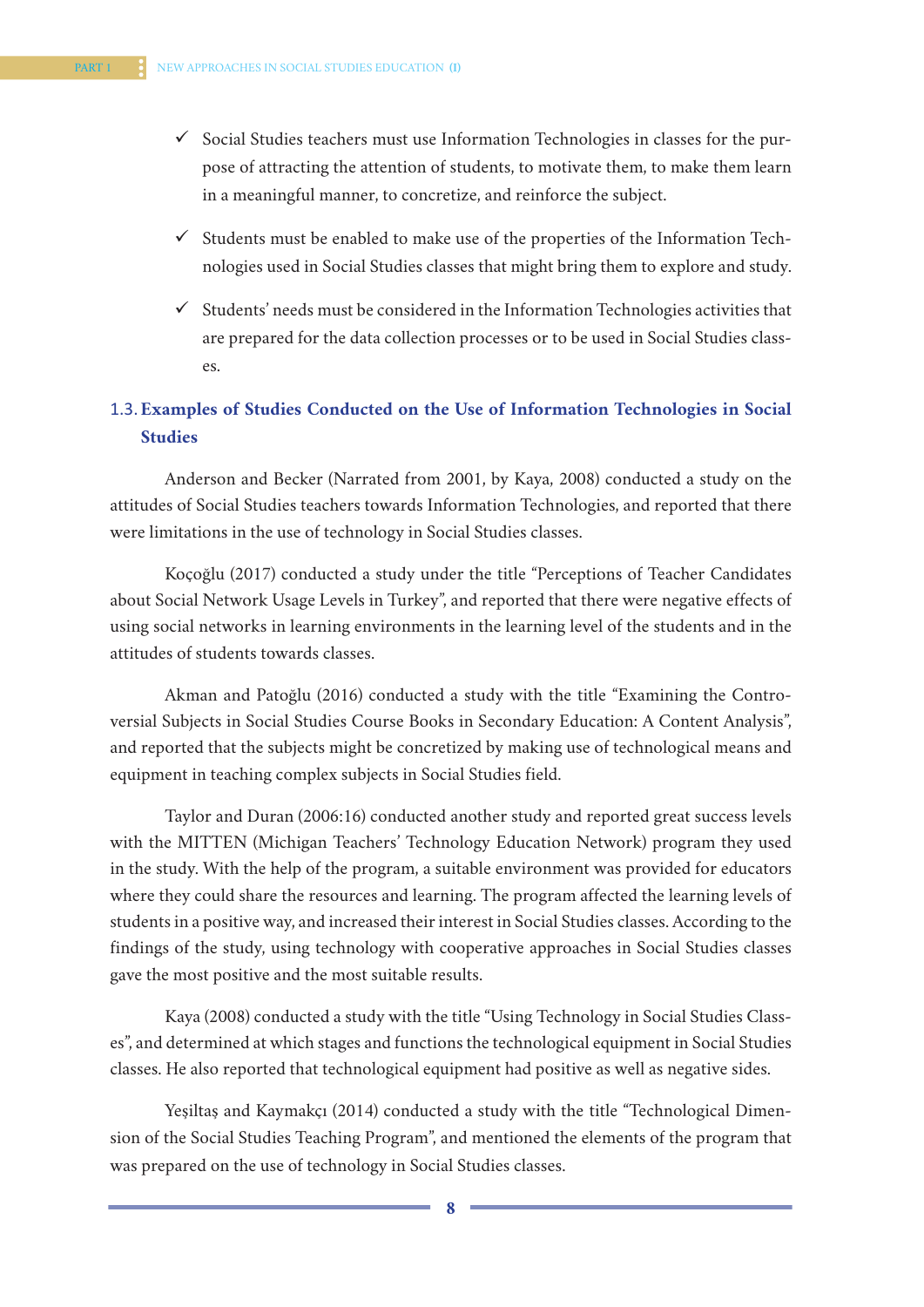- ✓ Social Studies teachers must use Information Technologies in classes for the purpose of attracting the attention of students, to motivate them, to make them learn in a meaningful manner, to concretize, and reinforce the subject.

- ✓ Students must be enabled to make use of the properties of the Information Technologies used in Social Studies classes that might bring them to explore and study.

- ✓ Students' needs must be considered in the Information Technologies activities that are prepared for the data collection processes or to be used in Social Studies classes.

### 1.3. Examples of Studies Conducted on the Use of Information Technologies in Social Studies

Anderson and Becker (Narrated from 2001, by Kaya, 2008) conducted a study on the attitudes of Social Studies teachers towards Information Technologies, and reported that there were limitations in the use of technology in Social Studies classes.

Koçoğlu (2017) conducted a study under the title "Perceptions of Teacher Candidates about Social Network Usage Levels in Turkey", and reported that there were negative effects of using social networks in learning environments in the learning level of the students and in the attitudes of students towards classes.

Akman and Patoğlu (2016) conducted a study with the title "Examining the Controversial Subjects in Social Studies Course Books in Secondary Education: A Content Analysis", and reported that the subjects might be concretized by making use of technological means and equipment in teaching complex subjects in Social Studies field.

Taylor and Duran (2006:16) conducted another study and reported great success levels with the MITTEN (Michigan Teachers' Technology Education Network) program they used in the study. With the help of the program, a suitable environment was provided for educators where they could share the resources and learning. The program affected the learning levels of students in a positive way, and increased their interest in Social Studies classes. According to the findings of the study, using technology with cooperative approaches in Social Studies classes gave the most positive and the most suitable results.

Kaya (2008) conducted a study with the title "Using Technology in Social Studies Classes", and determined at which stages and functions the technological equipment in Social Studies classes. He also reported that technological equipment had positive as well as negative sides.

Yeşiltaş and Kaymakçı (2014) conducted a study with the title "Technological Dimension of the Social Studies Teaching Program", and mentioned the elements of the program that was prepared on the use of technology in Social Studies classes.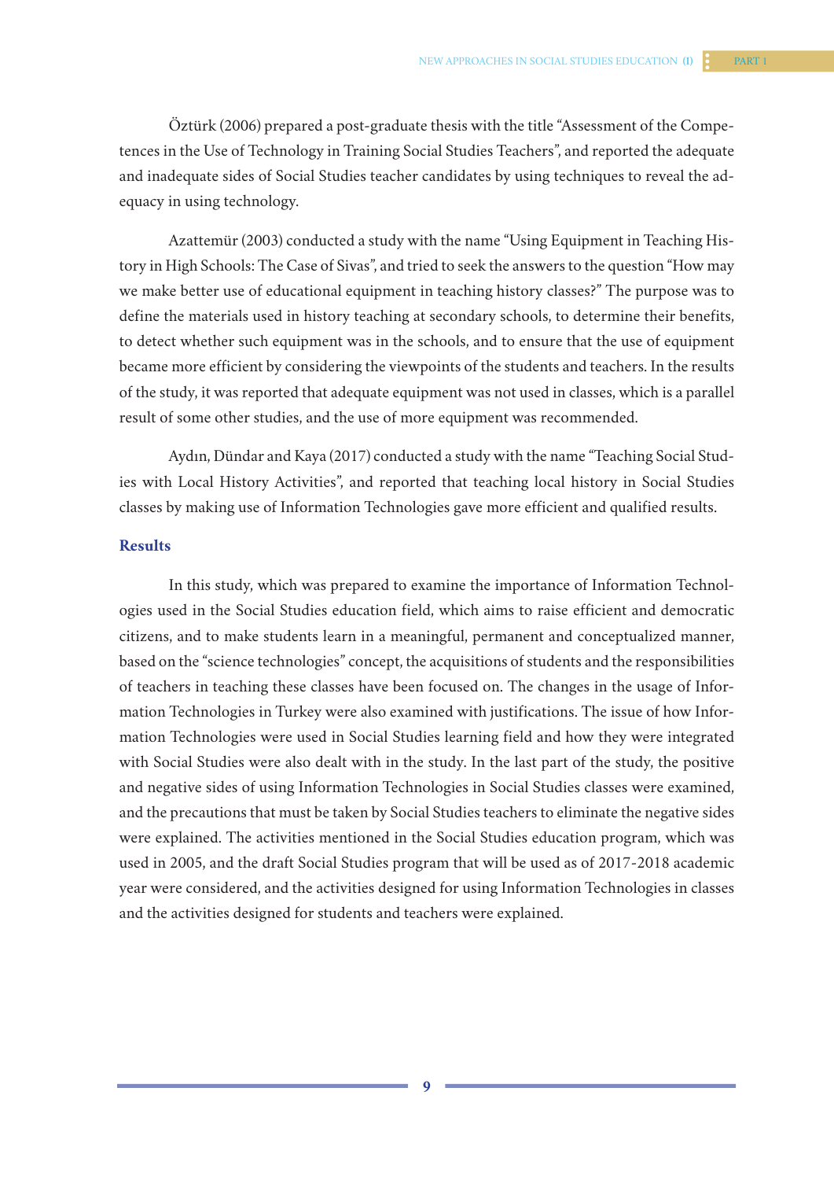Öztürk (2006) prepared a post-graduate thesis with the title "Assessment of the Competences in the Use of Technology in Training Social Studies Teachers", and reported the adequate and inadequate sides of Social Studies teacher candidates by using techniques to reveal the adequacy in using technology.

Azattemür (2003) conducted a study with the name "Using Equipment in Teaching History in High Schools: The Case of Sivas", and tried to seek the answers to the question "How may we make better use of educational equipment in teaching history classes?" The purpose was to define the materials used in history teaching at secondary schools, to determine their benefits, to detect whether such equipment was in the schools, and to ensure that the use of equipment became more efficient by considering the viewpoints of the students and teachers. In the results of the study, it was reported that adequate equipment was not used in classes, which is a parallel result of some other studies, and the use of more equipment was recommended.

Aydın, Dündar and Kaya (2017) conducted a study with the name "Teaching Social Studies with Local History Activities", and reported that teaching local history in Social Studies classes by making use of Information Technologies gave more efficient and qualified results.

## Results

In this study, which was prepared to examine the importance of Information Technologies used in the Social Studies education field, which aims to raise efficient and democratic citizens, and to make students learn in a meaningful, permanent and conceptualized manner, based on the "science technologies" concept, the acquisitions of students and the responsibilities of teachers in teaching these classes have been focused on. The changes in the usage of Information Technologies in Turkey were also examined with justifications. The issue of how Information Technologies were used in Social Studies learning field and how they were integrated with Social Studies were also dealt with in the study. In the last part of the study, the positive and negative sides of using Information Technologies in Social Studies classes were examined, and the precautions that must be taken by Social Studies teachers to eliminate the negative sides were explained. The activities mentioned in the Social Studies education program, which was used in 2005, and the draft Social Studies program that will be used as of 2017-2018 academic year were considered, and the activities designed for using Information Technologies in classes and the activities designed for students and teachers were explained.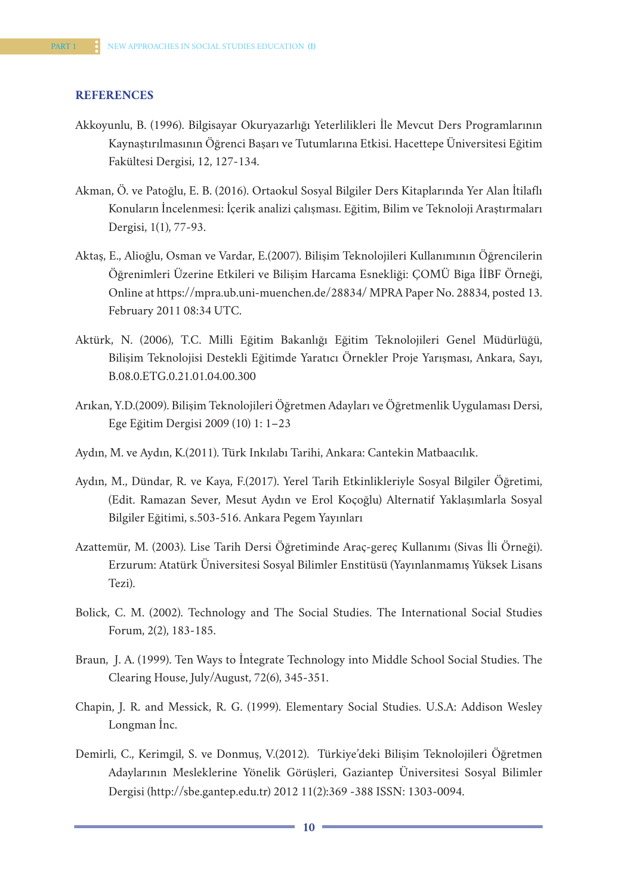## REFERENCES

Akkoyunlu, B. (1996). Bilgisayar Okuryazarlığı Yeterlilikleri İle Mevcut Ders Programlarının Kaynaştırılmasının Öğrenci Başarı ve Tutumlarına Etkisi. Hacettepe Üniversitesi Eğitim Fakültesi Dergisi, 12, 127-134.

Akman, Ö. ve Patoğlu, E. B. (2016). Ortaokul Sosyal Bilgiler Ders Kitaplarında Yer Alan İtilaflı Konuların İncelenmesi: İçerik analizi çalışması. Eğitim, Bilim ve Teknoloji Araştırmaları Dergisi, 1(1), 77-93.

Aktaş, E., Alioğlu, Osman ve Vardar, E.(2007). Bilişim Teknolojileri Kullanımının Öğrencilerin Öğrenimleri Üzerine Etkileri ve Bilişim Harcama Esnekliği: ÇOMÜ Biga İİBF Örneği, Online at https://mpra.ub.uni-muenchen.de/28834/ MPRA Paper No. 28834, posted 13. February 2011 08:34 UTC.

Aktürk, N. (2006), T.C. Milli Eğitim Bakanlığı Eğitim Teknolojileri Genel Müdürlüğü, Bilişim Teknolojisi Destekli Eğitimde Yaratıcı Örnekler Proje Yarışması, Ankara, Sayı, B.08.0.ETG.0.21.01.04.00.300

Arıkan, Y.D.(2009). Bilişim Teknolojileri Öğretmen Adayları ve Öğretmenlik Uygulaması Dersi, Ege Eğitim Dergisi 2009 (10) 1: 1–23

Aydın, M. ve Aydın, K.(2011). Türk Inkılabı Tarihi, Ankara: Cantekin Matbaacılık.

Aydın, M., Dündar, R. ve Kaya, F.(2017). Yerel Tarih Etkinlikleriyle Sosyal Bilgiler Öğretimi, (Edit. Ramazan Sever, Mesut Aydın ve Erol Koçoğlu) Alternatif Yaklaşımlarla Sosyal Bilgiler Eğitimi, s.503-516. Ankara Pegem Yayınları

Azattemür, M. (2003). Lise Tarih Dersi Öğretiminde Araç-gereç Kullanımı (Sivas İli Örneği). Erzurum: Atatürk Üniversitesi Sosyal Bilimler Enstitüsü (Yayınlanmamış Yüksek Lisans Tezi).

Bolick, C. M. (2002). Technology and The Social Studies. The International Social Studies Forum, 2(2), 183-185.

Braun, J. A. (1999). Ten Ways to İntegrate Technology into Middle School Social Studies. The Clearing House, July/August, 72(6), 345-351.

Chapin, J. R. and Messick, R. G. (1999). Elementary Social Studies. U.S.A: Addison Wesley Longman İnc.

Demirli, C., Kerimgil, S. ve Donmuş, V.(2012). Türkiye'deki Bilişim Teknolojileri Öğretmen Adaylarının Mesleklerine Yönelik Görüşleri, Gaziantep Üniversitesi Sosyal Bilimler Dergisi (http://sbe.gantep.edu.tr) 2012 11(2):369 -388 ISSN: 1303-0094.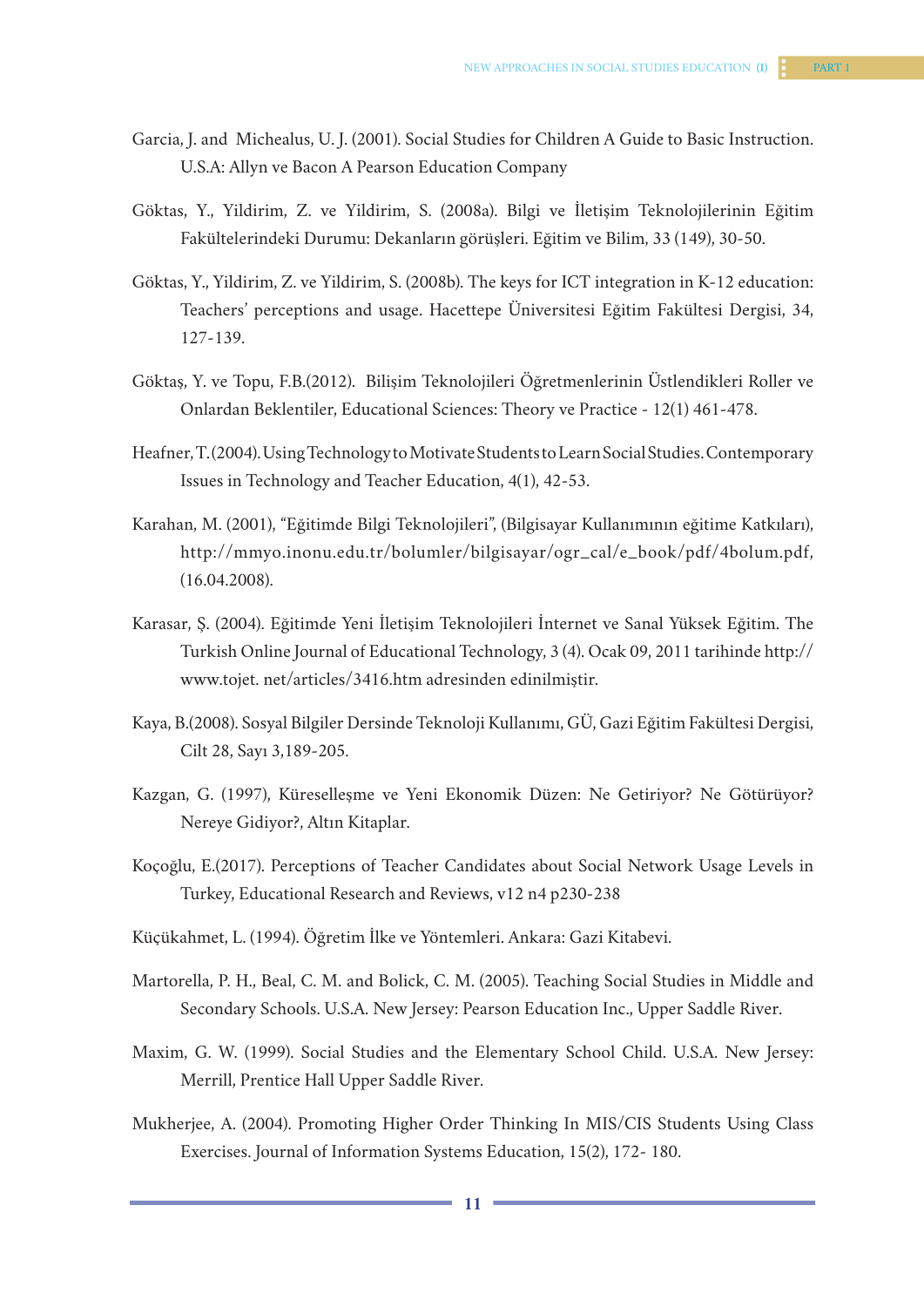Garcia, J. and Michealus, U. J. (2001). Social Studies for Children A Guide to Basic Instruction. U.S.A: Allyn ve Bacon A Pearson Education Company

Göktas, Y., Yildirim, Z. ve Yildirim, S. (2008a). Bilgi ve İletişim Teknolojilerinin Eğitim Fakültelerindeki Durumu: Dekanların görüşleri. Eğitim ve Bilim, 33 (149), 30-50.

Göktas, Y., Yildirim, Z. ve Yildirim, S. (2008b). The keys for ICT integration in K-12 education: Teachers' perceptions and usage. Hacettepe Üniversitesi Eğitim Fakültesi Dergisi, 34, 127-139.

Göktaş, Y. ve Topu, F.B.(2012). Bilişim Teknolojileri Öğretmenlerinin Üstlendikleri Roller ve Onlardan Beklentiler, Educational Sciences: Theory ve Practice - 12(1) 461-478.

Heafner, T. (2004). Using Technology to Motivate Students to Learn Social Studies. Contemporary Issues in Technology and Teacher Education, 4(1), 42-53.

Karahan, M. (2001), "Eğitimde Bilgi Teknolojileri", (Bilgisayar Kullanımının eğitime Katkıları), http://mmyo.inonu.edu.tr/bolumler/bilgisayar/ogr_cal/e_book/pdf/4bolum.pdf, (16.04.2008).

Karasar, Ş. (2004). Eğitimde Yeni İletişim Teknolojileri İnternet ve Sanal Yüksek Eğitim. The Turkish Online Journal of Educational Technology, 3 (4). Ocak 09, 2011 tarihinde http://www.tojet. net/articles/3416.htm adresinden edinilmiştir.

Kaya, B.(2008). Sosyal Bilgiler Dersinde Teknoloji Kullanımı, GÜ, Gazi Eğitim Fakültesi Dergisi, Cilt 28, Sayı 3,189-205.

Kazgan, G. (1997), Küreselleşme ve Yeni Ekonomik Düzen: Ne Getiriyor? Ne Götürüyor? Nereye Gidiyor?, Altın Kitaplar.

Koçoğlu, E.(2017). Perceptions of Teacher Candidates about Social Network Usage Levels in Turkey, Educational Research and Reviews, v12 n4 p230-238

Küçükahmet, L. (1994). Öğretim İlke ve Yöntemleri. Ankara: Gazi Kitabevi.

Martorella, P. H., Beal, C. M. and Bolick, C. M. (2005). Teaching Social Studies in Middle and Secondary Schools. U.S.A. New Jersey: Pearson Education Inc., Upper Saddle River.

Maxim, G. W. (1999). Social Studies and the Elementary School Child. U.S.A. New Jersey: Merrill, Prentice Hall Upper Saddle River.

Mukherjee, A. (2004). Promoting Higher Order Thinking In MIS/CIS Students Using Class Exercises. Journal of Information Systems Education, 15(2), 172- 180.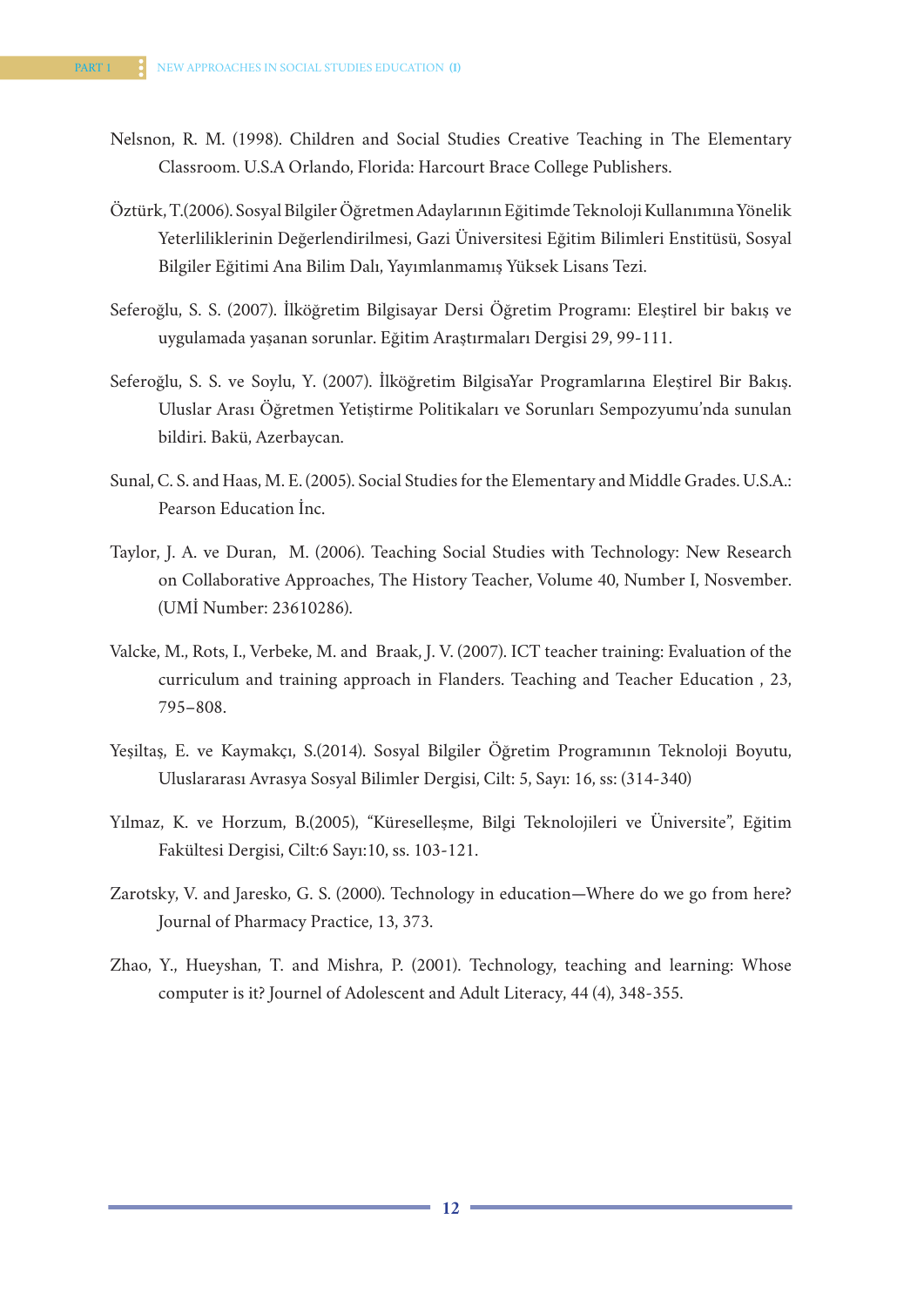Nelsnon, R. M. (1998). Children and Social Studies Creative Teaching in The Elementary Classroom. U.S.A Orlando, Florida: Harcourt Brace College Publishers.

Öztürk, T.(2006). Sosyal Bilgiler Öğretmen Adaylarının Eğitimde Teknoloji Kullanımına Yönelik Yeterliliklerinin Değerlendirilmesi, Gazi Üniversitesi Eğitim Bilimleri Enstitüsü, Sosyal Bilgiler Eğitimi Ana Bilim Dalı, Yayımlanmamış Yüksek Lisans Tezi.

Seferoğlu, S. S. (2007). İlköğretim Bilgisayar Dersi Öğretim Programı: Eleştirel bir bakış ve uygulamada yaşanan sorunlar. Eğitim Araştırmaları Dergisi 29, 99-111.

Seferoğlu, S. S. ve Soylu, Y. (2007). İlköğretim BilgisaYar Programlarına Eleştirel Bir Bakış. Uluslar Arası Öğretmen Yetiştirme Politikaları ve Sorunları Sempozyumu'nda sunulan bildiri. Bakü, Azerbaycan.

Sunal, C. S. and Haas, M. E. (2005). Social Studies for the Elementary and Middle Grades. U.S.A.: Pearson Education İnc.

Taylor, J. A. ve Duran, M. (2006). Teaching Social Studies with Technology: New Research on Collaborative Approaches, The History Teacher, Volume 40, Number I, Nosvember. (UMİ Number: 23610286).

Valcke, M., Rots, I., Verbeke, M. and Braak, J. V. (2007). ICT teacher training: Evaluation of the curriculum and training approach in Flanders. Teaching and Teacher Education , 23, 795–808.

Yeşiltaş, E. ve Kaymakçı, S.(2014). Sosyal Bilgiler Öğretim Programının Teknoloji Boyutu, Uluslararası Avrasya Sosyal Bilimler Dergisi, Cilt: 5, Sayı: 16, ss: (314-340)

Yılmaz, K. ve Horzum, B.(2005), "Küreselleşme, Bilgi Teknolojileri ve Üniversite", Eğitim Fakültesi Dergisi, Cilt:6 Sayı:10, ss. 103-121.

Zarotsky, V. and Jaresko, G. S. (2000). Technology in education—Where do we go from here? Journal of Pharmacy Practice, 13, 373.

Zhao, Y., Hueyshan, T. and Mishra, P. (2001). Technology, teaching and learning: Whose computer is it? Journel of Adolescent and Adult Literacy, 44 (4), 348-355.